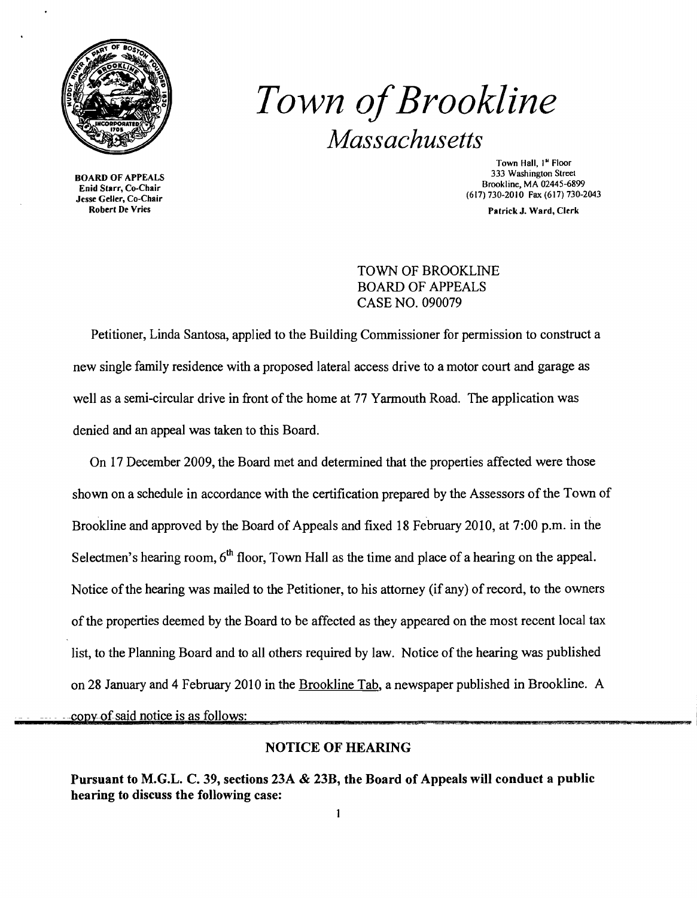# *Town of Brookline*

## *Massachusetts*

**BOARD OF APPEALS**
**Enid Starr, Co-Chair**
**Jesse Geller, Co-Chair**
**Robert De Vries**

Town Hall, 1st Floor
333 Washington Street
Brookline, MA 02445-6899
(617) 730-2010 Fax (617) 730-2043

**Patrick J. Ward, Clerk**

TOWN OF BROOKLINE
BOARD OF APPEALS
CASE NO. 090079

Petitioner, Linda Santosa, applied to the Building Commissioner for permission to construct a new single family residence with a proposed lateral access drive to a motor court and garage as well as a semi-circular drive in front of the home at 77 Yarmouth Road. The application was denied and an appeal was taken to this Board.

On 17 December 2009, the Board met and determined that the properties affected were those shown on a schedule in accordance with the certification prepared by the Assessors of the Town of Brookline and approved by the Board of Appeals and fixed 18 February 2010, at 7:00 p.m. in the Selectmen's hearing room, 6th floor, Town Hall as the time and place of a hearing on the appeal. Notice of the hearing was mailed to the Petitioner, to his attorney (if any) of record, to the owners of the properties deemed by the Board to be affected as they appeared on the most recent local tax list, to the Planning Board and to all others required by law. Notice of the hearing was published on 28 January and 4 February 2010 in the Brookline Tab, a newspaper published in Brookline. A copy of said notice is as follows:

**NOTICE OF HEARING**

**Pursuant to M.G.L. C. 39, sections 23A & 23B, the Board of Appeals will conduct a public hearing to discuss the following case:**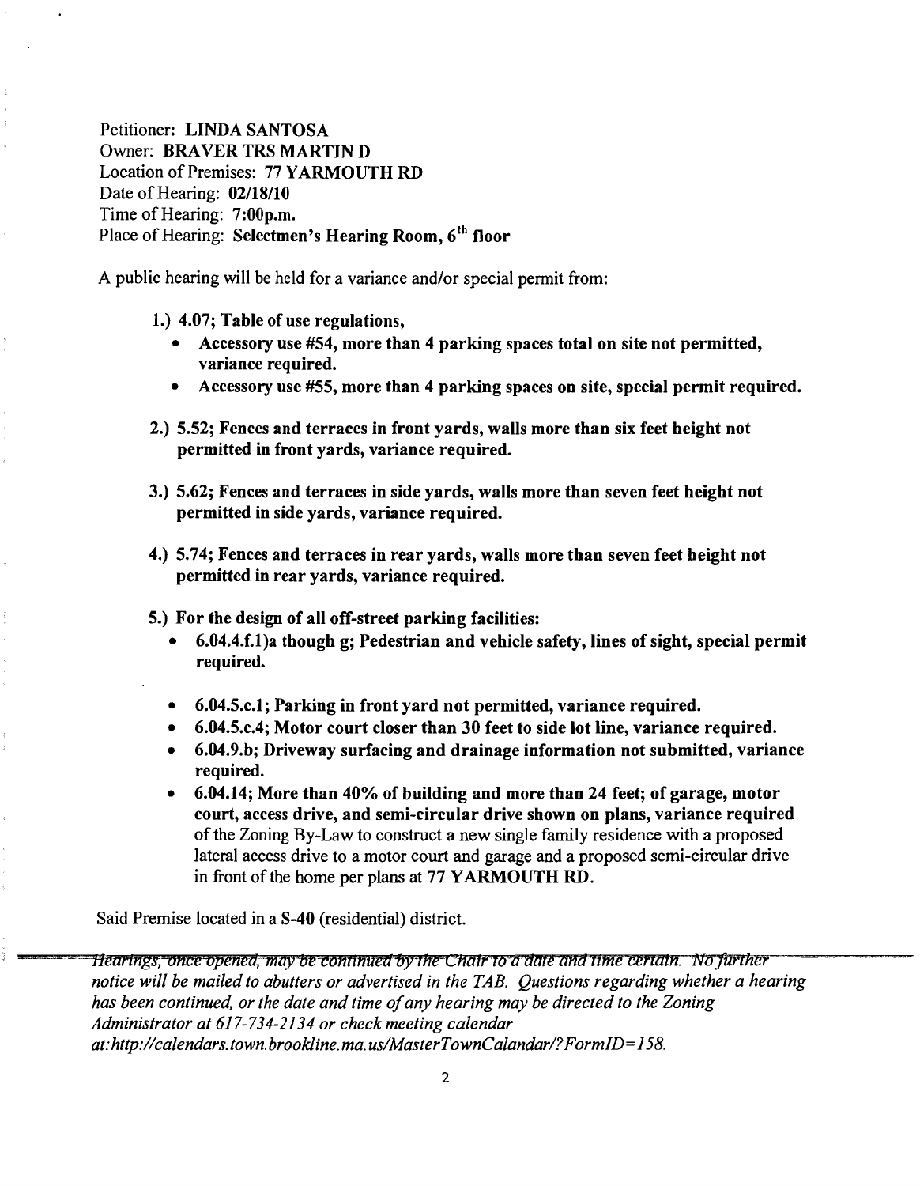Petitioner: **LINDA SANTOSA**
Owner: **BRAVER TRS MARTIN D**
Location of Premises: **77 YARMOUTH RD**
Date of Hearing: **02/18/10**
Time of Hearing: **7:00p.m.**
Place of Hearing: **Selectmen's Hearing Room, 6th floor**

A public hearing will be held for a variance and/or special permit from:

1.) **4.07; Table of use regulations,**
   - **Accessory use #54, more than 4 parking spaces total on site not permitted, variance required.**
   - **Accessory use #55, more than 4 parking spaces on site, special permit required.**

2.) **5.52; Fences and terraces in front yards, walls more than six feet height not permitted in front yards, variance required.**

3.) **5.62; Fences and terraces in side yards, walls more than seven feet height not permitted in side yards, variance required.**

4.) **5.74; Fences and terraces in rear yards, walls more than seven feet height not permitted in rear yards, variance required.**

5.) **For the design of all off-street parking facilities:**
   - **6.04.4.f.1)a though g; Pedestrian and vehicle safety, lines of sight, special permit required.**
   - **6.04.5.c.1; Parking in front yard not permitted, variance required.**
   - **6.04.5.c.4; Motor court closer than 30 feet to side lot line, variance required.**
   - **6.04.9.b; Driveway surfacing and drainage information not submitted, variance required.**
   - **6.04.14; More than 40% of building and more than 24 feet; of garage, motor court, access drive, and semi-circular drive shown on plans, variance required** of the Zoning By-Law to construct a new single family residence with a proposed lateral access drive to a motor court and garage and a proposed semi-circular drive in front of the home per plans at **77 YARMOUTH RD.**

Said Premise located in a **S-40** (residential) district.

*Hearings, once opened, may be continued by the Chair to a date and time certain. No further notice will be mailed to abutters or advertised in the TAB. Questions regarding whether a hearing has been continued, or the date and time of any hearing may be directed to the Zoning Administrator at 617-734-2134 or check meeting calendar at:http://calendars.town.brookline.ma.us/MasterTownCalandar/?FormID=158.*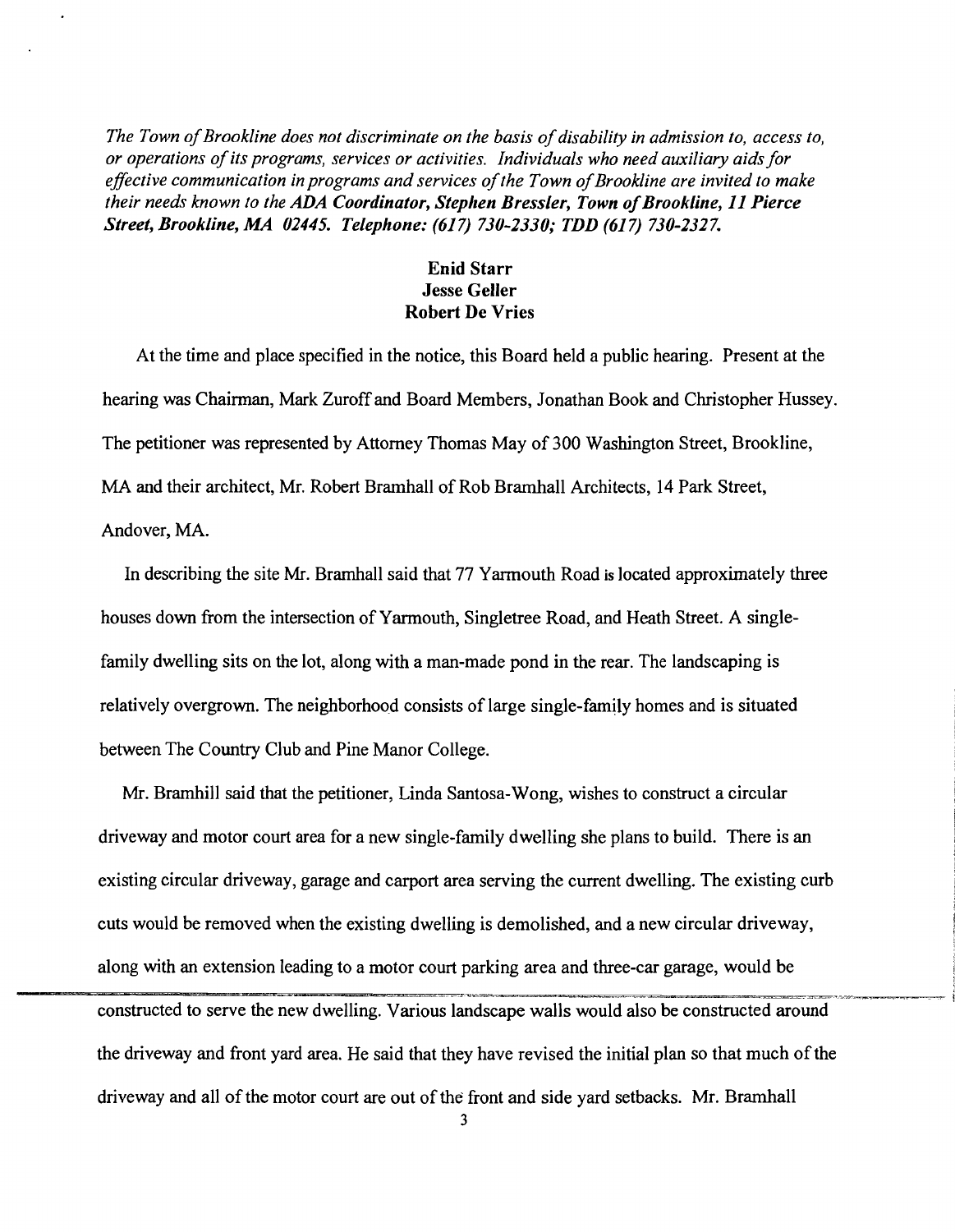*The Town of Brookline does not discriminate on the basis of disability in admission to, access to, or operations of its programs, services or activities. Individuals who need auxiliary aids for effective communication in programs and services of the Town of Brookline are invited to make their needs known to the **ADA Coordinator, Stephen Bressler, Town of Brookline, 11 Pierce Street, Brookline, MA 02445. Telephone: (617) 730-2330; TDD (617) 730-2327.***

**Enid Starr**
**Jesse Geller**
**Robert De Vries**

At the time and place specified in the notice, this Board held a public hearing. Present at the hearing was Chairman, Mark Zuroff and Board Members, Jonathan Book and Christopher Hussey. The petitioner was represented by Attorney Thomas May of 300 Washington Street, Brookline, MA and their architect, Mr. Robert Bramhall of Rob Bramhall Architects, 14 Park Street, Andover, MA.

In describing the site Mr. Bramhall said that 77 Yarmouth Road is located approximately three houses down from the intersection of Yarmouth, Singletree Road, and Heath Street. A single-family dwelling sits on the lot, along with a man-made pond in the rear. The landscaping is relatively overgrown. The neighborhood consists of large single-family homes and is situated between The Country Club and Pine Manor College.

Mr. Bramhill said that the petitioner, Linda Santosa-Wong, wishes to construct a circular driveway and motor court area for a new single-family dwelling she plans to build. There is an existing circular driveway, garage and carport area serving the current dwelling. The existing curb cuts would be removed when the existing dwelling is demolished, and a new circular driveway, along with an extension leading to a motor court parking area and three-car garage, would be constructed to serve the new dwelling. Various landscape walls would also be constructed around the driveway and front yard area. He said that they have revised the initial plan so that much of the driveway and all of the motor court are out of the front and side yard setbacks. Mr. Bramhall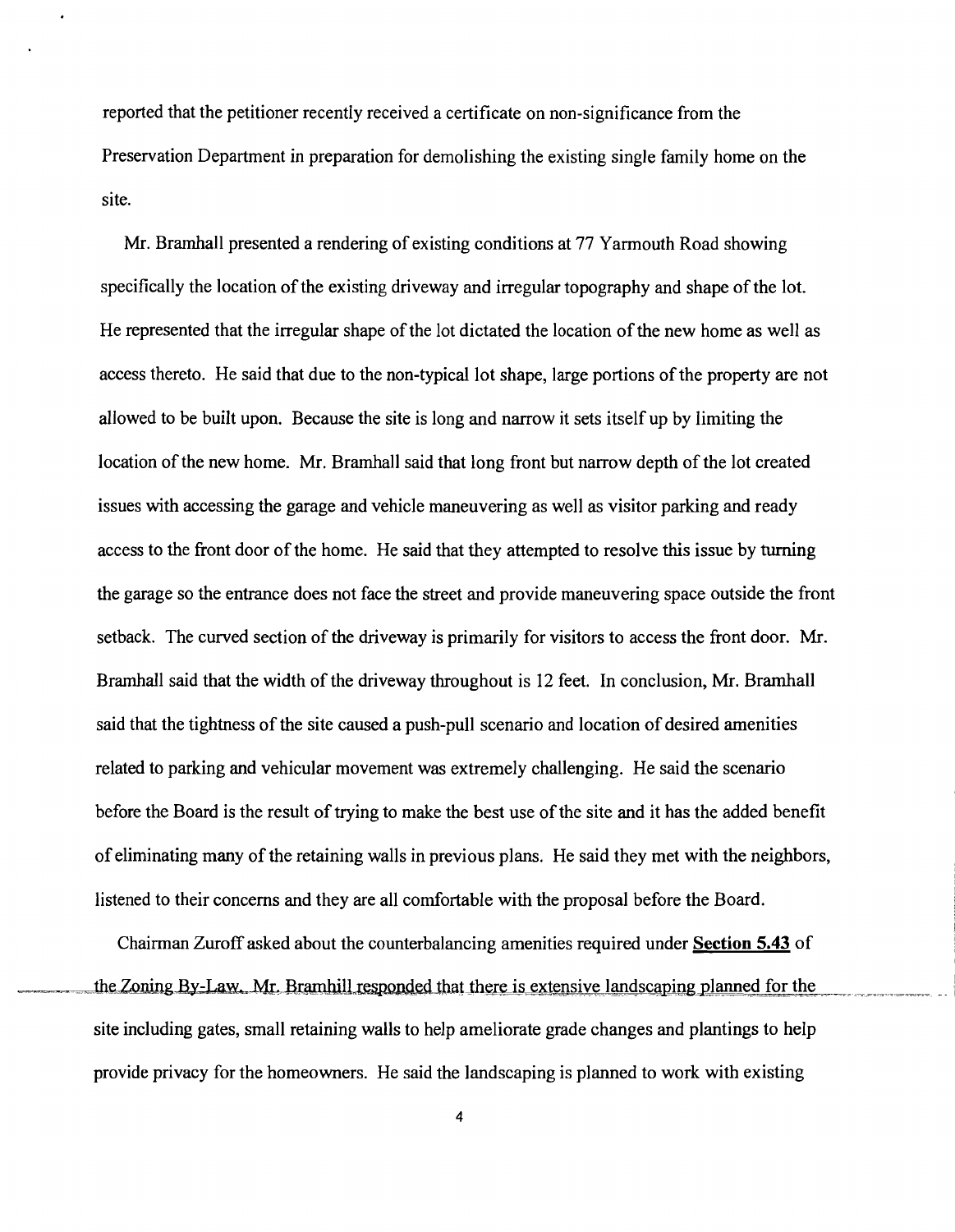reported that the petitioner recently received a certificate on non-significance from the Preservation Department in preparation for demolishing the existing single family home on the site.

Mr. Bramhall presented a rendering of existing conditions at 77 Yarmouth Road showing specifically the location of the existing driveway and irregular topography and shape of the lot. He represented that the irregular shape of the lot dictated the location of the new home as well as access thereto. He said that due to the non-typical lot shape, large portions of the property are not allowed to be built upon. Because the site is long and narrow it sets itself up by limiting the location of the new home. Mr. Bramhall said that long front but narrow depth of the lot created issues with accessing the garage and vehicle maneuvering as well as visitor parking and ready access to the front door of the home. He said that they attempted to resolve this issue by turning the garage so the entrance does not face the street and provide maneuvering space outside the front setback. The curved section of the driveway is primarily for visitors to access the front door. Mr. Bramhall said that the width of the driveway throughout is 12 feet. In conclusion, Mr. Bramhall said that the tightness of the site caused a push-pull scenario and location of desired amenities related to parking and vehicular movement was extremely challenging. He said the scenario before the Board is the result of trying to make the best use of the site and it has the added benefit of eliminating many of the retaining walls in previous plans. He said they met with the neighbors, listened to their concerns and they are all comfortable with the proposal before the Board.

Chairman Zuroff asked about the counterbalancing amenities required under **Section 5.43** of the Zoning By-Law. Mr. Bramhill responded that there is extensive landscaping planned for the site including gates, small retaining walls to help ameliorate grade changes and plantings to help provide privacy for the homeowners. He said the landscaping is planned to work with existing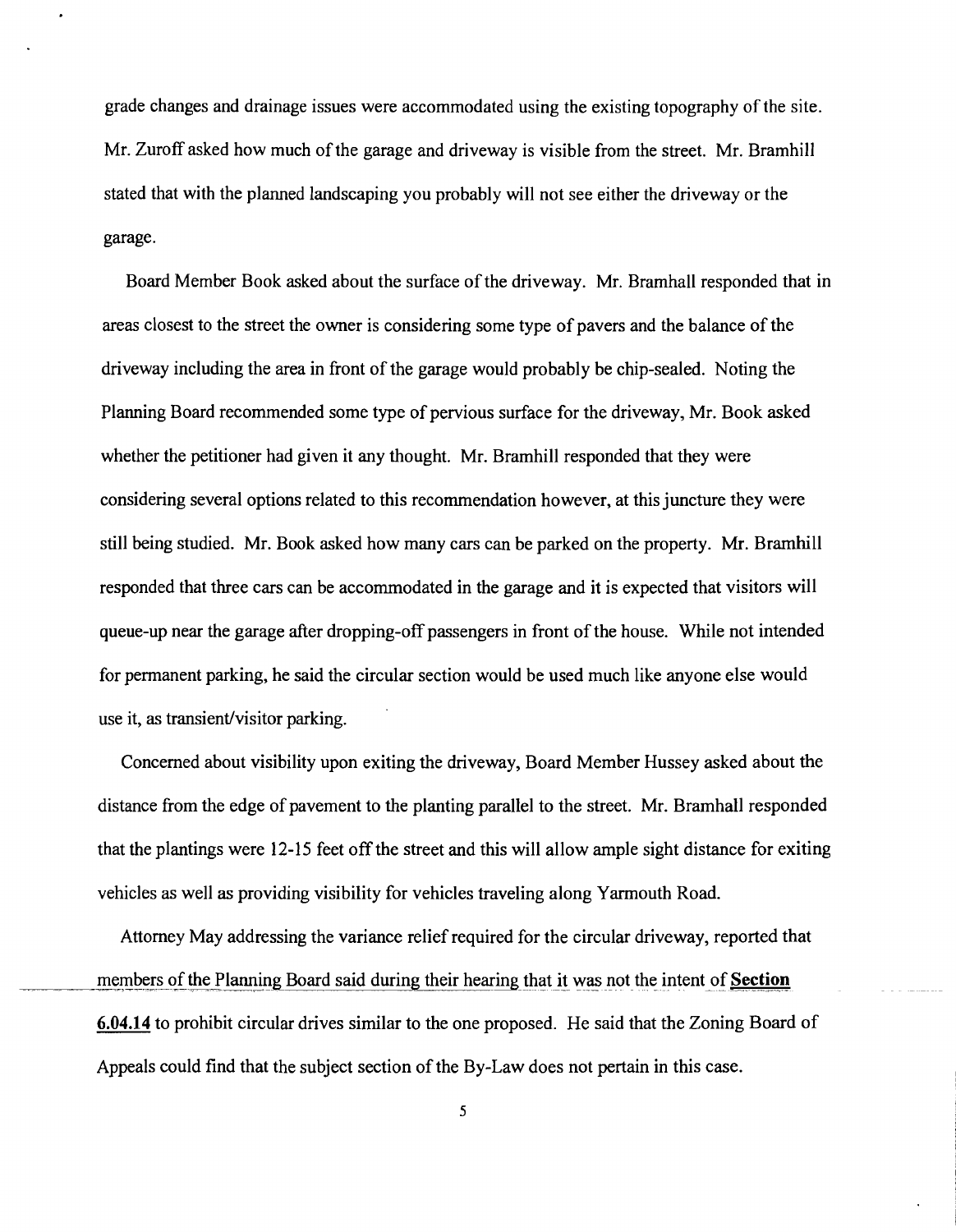grade changes and drainage issues were accommodated using the existing topography of the site. Mr. Zuroff asked how much of the garage and driveway is visible from the street. Mr. Bramhill stated that with the planned landscaping you probably will not see either the driveway or the garage.

Board Member Book asked about the surface of the driveway. Mr. Bramhall responded that in areas closest to the street the owner is considering some type of pavers and the balance of the driveway including the area in front of the garage would probably be chip-sealed. Noting the Planning Board recommended some type of pervious surface for the driveway, Mr. Book asked whether the petitioner had given it any thought. Mr. Bramhill responded that they were considering several options related to this recommendation however, at this juncture they were still being studied. Mr. Book asked how many cars can be parked on the property. Mr. Bramhill responded that three cars can be accommodated in the garage and it is expected that visitors will queue-up near the garage after dropping-off passengers in front of the house. While not intended for permanent parking, he said the circular section would be used much like anyone else would use it, as transient/visitor parking.

Concerned about visibility upon exiting the driveway, Board Member Hussey asked about the distance from the edge of pavement to the planting parallel to the street. Mr. Bramhall responded that the plantings were 12-15 feet off the street and this will allow ample sight distance for exiting vehicles as well as providing visibility for vehicles traveling along Yarmouth Road.

Attorney May addressing the variance relief required for the circular driveway, reported that members of the Planning Board said during their hearing that it was not the intent of **Section 6.04.14** to prohibit circular drives similar to the one proposed. He said that the Zoning Board of Appeals could find that the subject section of the By-Law does not pertain in this case.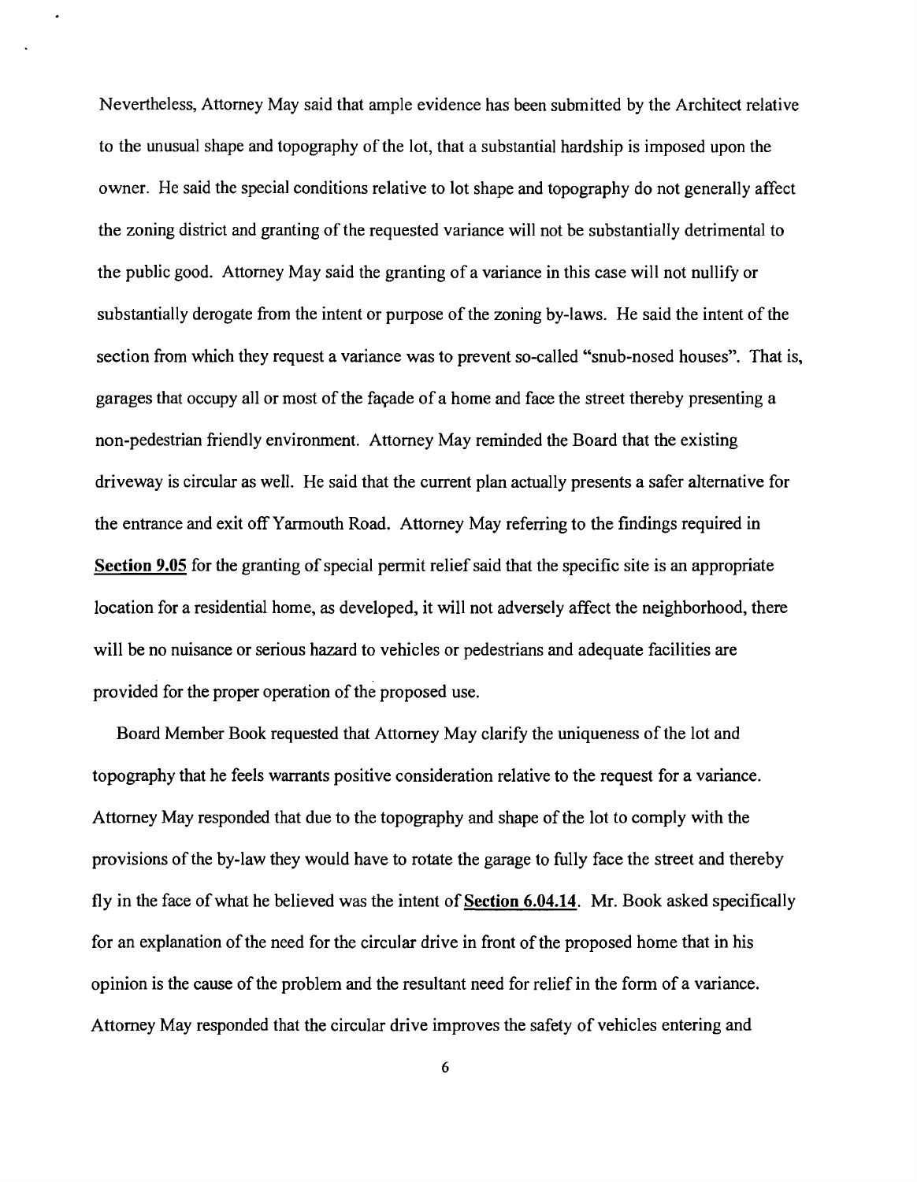Nevertheless, Attorney May said that ample evidence has been submitted by the Architect relative to the unusual shape and topography of the lot, that a substantial hardship is imposed upon the owner. He said the special conditions relative to lot shape and topography do not generally affect the zoning district and granting of the requested variance will not be substantially detrimental to the public good. Attorney May said the granting of a variance in this case will not nullify or substantially derogate from the intent or purpose of the zoning by-laws. He said the intent of the section from which they request a variance was to prevent so-called "snub-nosed houses". That is, garages that occupy all or most of the façade of a home and face the street thereby presenting a non-pedestrian friendly environment. Attorney May reminded the Board that the existing driveway is circular as well. He said that the current plan actually presents a safer alternative for the entrance and exit off Yarmouth Road. Attorney May referring to the findings required in **Section 9.05** for the granting of special permit relief said that the specific site is an appropriate location for a residential home, as developed, it will not adversely affect the neighborhood, there will be no nuisance or serious hazard to vehicles or pedestrians and adequate facilities are provided for the proper operation of the proposed use.

Board Member Book requested that Attorney May clarify the uniqueness of the lot and topography that he feels warrants positive consideration relative to the request for a variance. Attorney May responded that due to the topography and shape of the lot to comply with the provisions of the by-law they would have to rotate the garage to fully face the street and thereby fly in the face of what he believed was the intent of **Section 6.04.14**. Mr. Book asked specifically for an explanation of the need for the circular drive in front of the proposed home that in his opinion is the cause of the problem and the resultant need for relief in the form of a variance. Attorney May responded that the circular drive improves the safety of vehicles entering and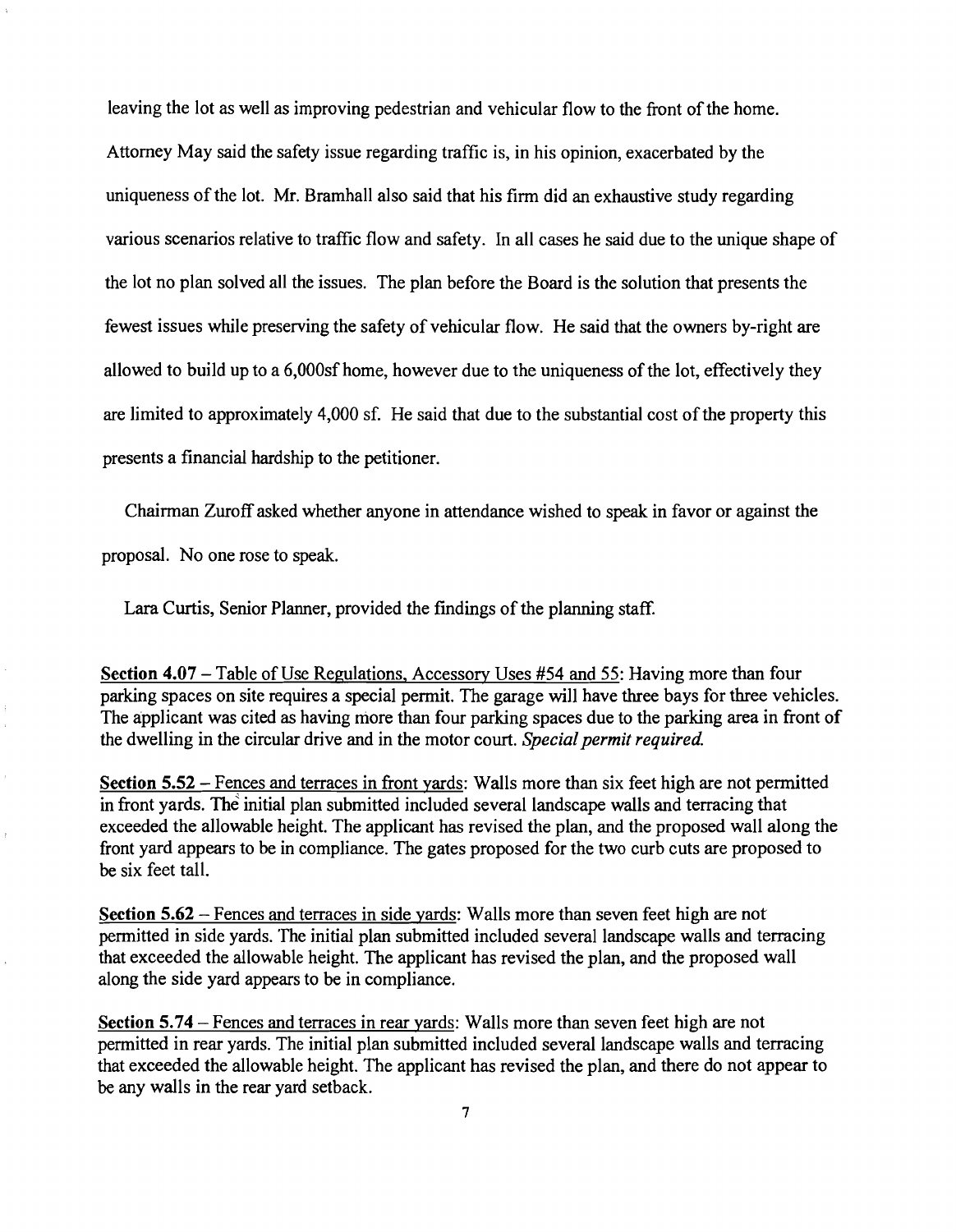leaving the lot as well as improving pedestrian and vehicular flow to the front of the home. Attorney May said the safety issue regarding traffic is, in his opinion, exacerbated by the uniqueness of the lot. Mr. Bramhall also said that his firm did an exhaustive study regarding various scenarios relative to traffic flow and safety. In all cases he said due to the unique shape of the lot no plan solved all the issues. The plan before the Board is the solution that presents the fewest issues while preserving the safety of vehicular flow. He said that the owners by-right are allowed to build up to a 6,000sf home, however due to the uniqueness of the lot, effectively they are limited to approximately 4,000 sf. He said that due to the substantial cost of the property this presents a financial hardship to the petitioner.

Chairman Zuroff asked whether anyone in attendance wished to speak in favor or against the proposal. No one rose to speak.

Lara Curtis, Senior Planner, provided the findings of the planning staff.

**Section 4.07** – Table of Use Regulations, Accessory Uses #54 and 55: Having more than four parking spaces on site requires a special permit. The garage will have three bays for three vehicles. The applicant was cited as having more than four parking spaces due to the parking area in front of the dwelling in the circular drive and in the motor court. *Special permit required.*

**Section 5.52** – Fences and terraces in front yards: Walls more than six feet high are not permitted in front yards. The initial plan submitted included several landscape walls and terracing that exceeded the allowable height. The applicant has revised the plan, and the proposed wall along the front yard appears to be in compliance. The gates proposed for the two curb cuts are proposed to be six feet tall.

**Section 5.62** – Fences and terraces in side yards: Walls more than seven feet high are not permitted in side yards. The initial plan submitted included several landscape walls and terracing that exceeded the allowable height. The applicant has revised the plan, and the proposed wall along the side yard appears to be in compliance.

**Section 5.74** – Fences and terraces in rear yards: Walls more than seven feet high are not permitted in rear yards. The initial plan submitted included several landscape walls and terracing that exceeded the allowable height. The applicant has revised the plan, and there do not appear to be any walls in the rear yard setback.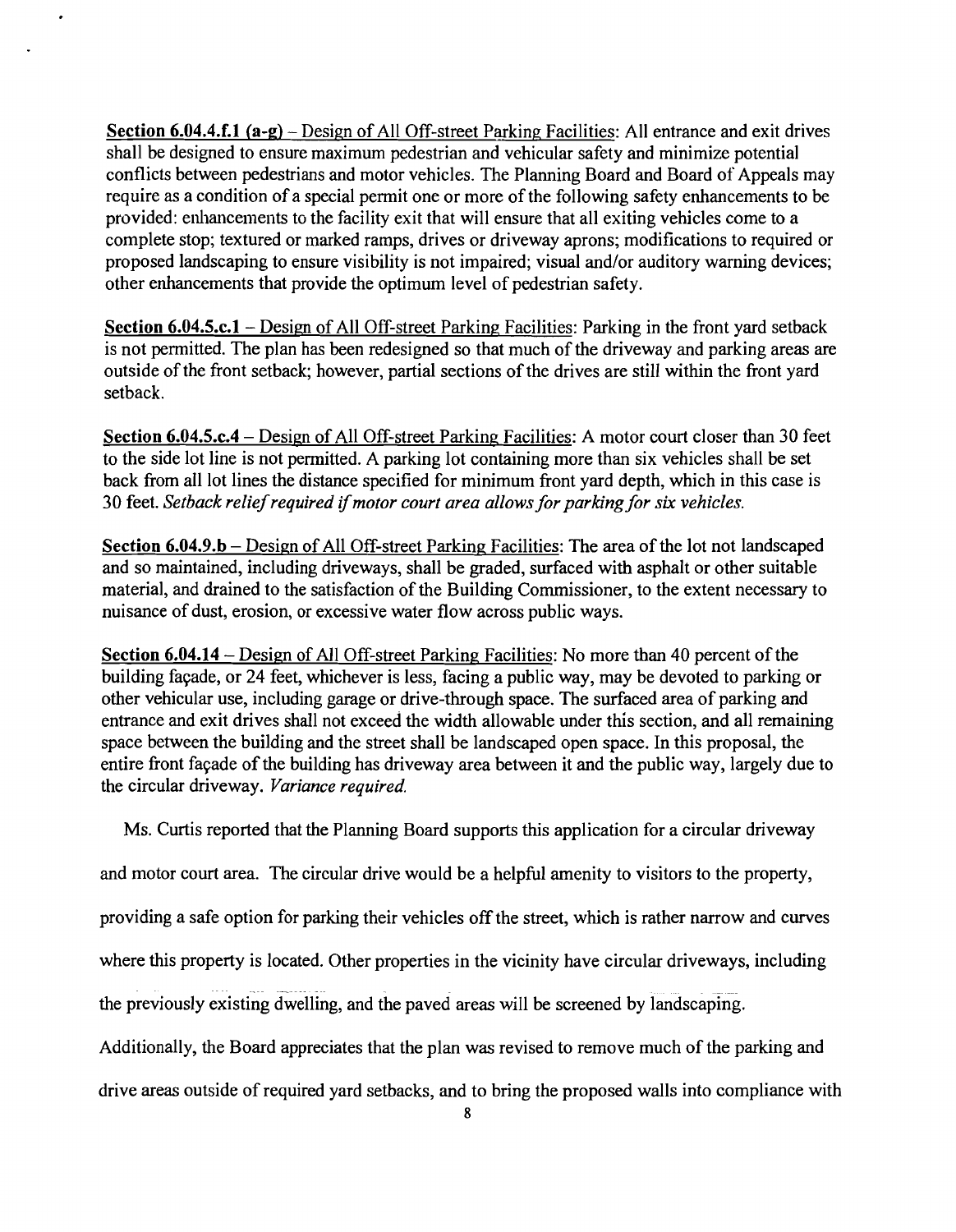**Section 6.04.4.f.1 (a-g)** – Design of All Off-street Parking Facilities: All entrance and exit drives shall be designed to ensure maximum pedestrian and vehicular safety and minimize potential conflicts between pedestrians and motor vehicles. The Planning Board and Board of Appeals may require as a condition of a special permit one or more of the following safety enhancements to be provided: enhancements to the facility exit that will ensure that all exiting vehicles come to a complete stop; textured or marked ramps, drives or driveway aprons; modifications to required or proposed landscaping to ensure visibility is not impaired; visual and/or auditory warning devices; other enhancements that provide the optimum level of pedestrian safety.

**Section 6.04.5.c.1** – Design of All Off-street Parking Facilities: Parking in the front yard setback is not permitted. The plan has been redesigned so that much of the driveway and parking areas are outside of the front setback; however, partial sections of the drives are still within the front yard setback.

**Section 6.04.5.c.4** – Design of All Off-street Parking Facilities: A motor court closer than 30 feet to the side lot line is not permitted. A parking lot containing more than six vehicles shall be set back from all lot lines the distance specified for minimum front yard depth, which in this case is 30 feet. *Setback relief required if motor court area allows for parking for six vehicles.*

**Section 6.04.9.b** – Design of All Off-street Parking Facilities: The area of the lot not landscaped and so maintained, including driveways, shall be graded, surfaced with asphalt or other suitable material, and drained to the satisfaction of the Building Commissioner, to the extent necessary to nuisance of dust, erosion, or excessive water flow across public ways.

**Section 6.04.14** – Design of All Off-street Parking Facilities: No more than 40 percent of the building façade, or 24 feet, whichever is less, facing a public way, may be devoted to parking or other vehicular use, including garage or drive-through space. The surfaced area of parking and entrance and exit drives shall not exceed the width allowable under this section, and all remaining space between the building and the street shall be landscaped open space. In this proposal, the entire front façade of the building has driveway area between it and the public way, largely due to the circular driveway. *Variance required.*

Ms. Curtis reported that the Planning Board supports this application for a circular driveway and motor court area. The circular drive would be a helpful amenity to visitors to the property, providing a safe option for parking their vehicles off the street, which is rather narrow and curves where this property is located. Other properties in the vicinity have circular driveways, including the previously existing dwelling, and the paved areas will be screened by landscaping. Additionally, the Board appreciates that the plan was revised to remove much of the parking and drive areas outside of required yard setbacks, and to bring the proposed walls into compliance with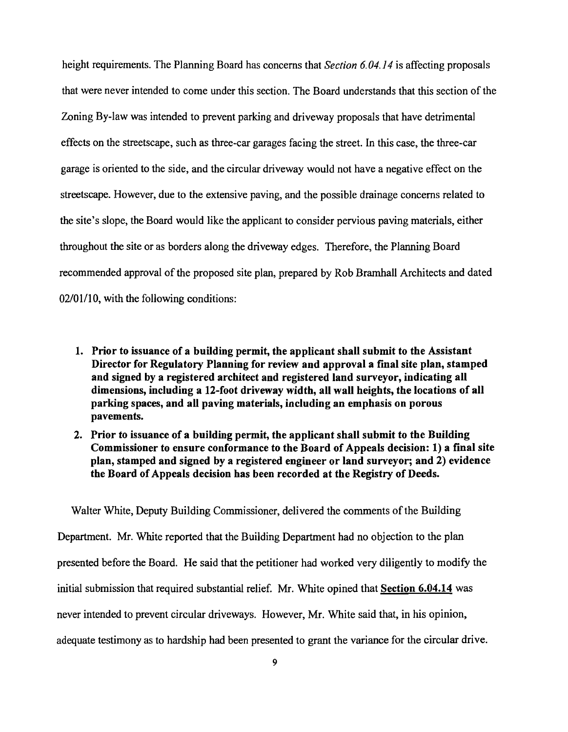height requirements. The Planning Board has concerns that *Section 6.04.14* is affecting proposals that were never intended to come under this section. The Board understands that this section of the Zoning By-law was intended to prevent parking and driveway proposals that have detrimental effects on the streetscape, such as three-car garages facing the street. In this case, the three-car garage is oriented to the side, and the circular driveway would not have a negative effect on the streetscape. However, due to the extensive paving, and the possible drainage concerns related to the site's slope, the Board would like the applicant to consider pervious paving materials, either throughout the site or as borders along the driveway edges. Therefore, the Planning Board recommended approval of the proposed site plan, prepared by Rob Bramhall Architects and dated 02/01/10, with the following conditions:

1. **Prior to issuance of a building permit, the applicant shall submit to the Assistant Director for Regulatory Planning for review and approval a final site plan, stamped and signed by a registered architect and registered land surveyor, indicating all dimensions, including a 12-foot driveway width, all wall heights, the locations of all parking spaces, and all paving materials, including an emphasis on porous pavements.**
2. **Prior to issuance of a building permit, the applicant shall submit to the Building Commissioner to ensure conformance to the Board of Appeals decision: 1) a final site plan, stamped and signed by a registered engineer or land surveyor; and 2) evidence the Board of Appeals decision has been recorded at the Registry of Deeds.**

Walter White, Deputy Building Commissioner, delivered the comments of the Building Department. Mr. White reported that the Building Department had no objection to the plan presented before the Board. He said that the petitioner had worked very diligently to modify the initial submission that required substantial relief. Mr. White opined that **Section 6.04.14** was never intended to prevent circular driveways. However, Mr. White said that, in his opinion, adequate testimony as to hardship had been presented to grant the variance for the circular drive.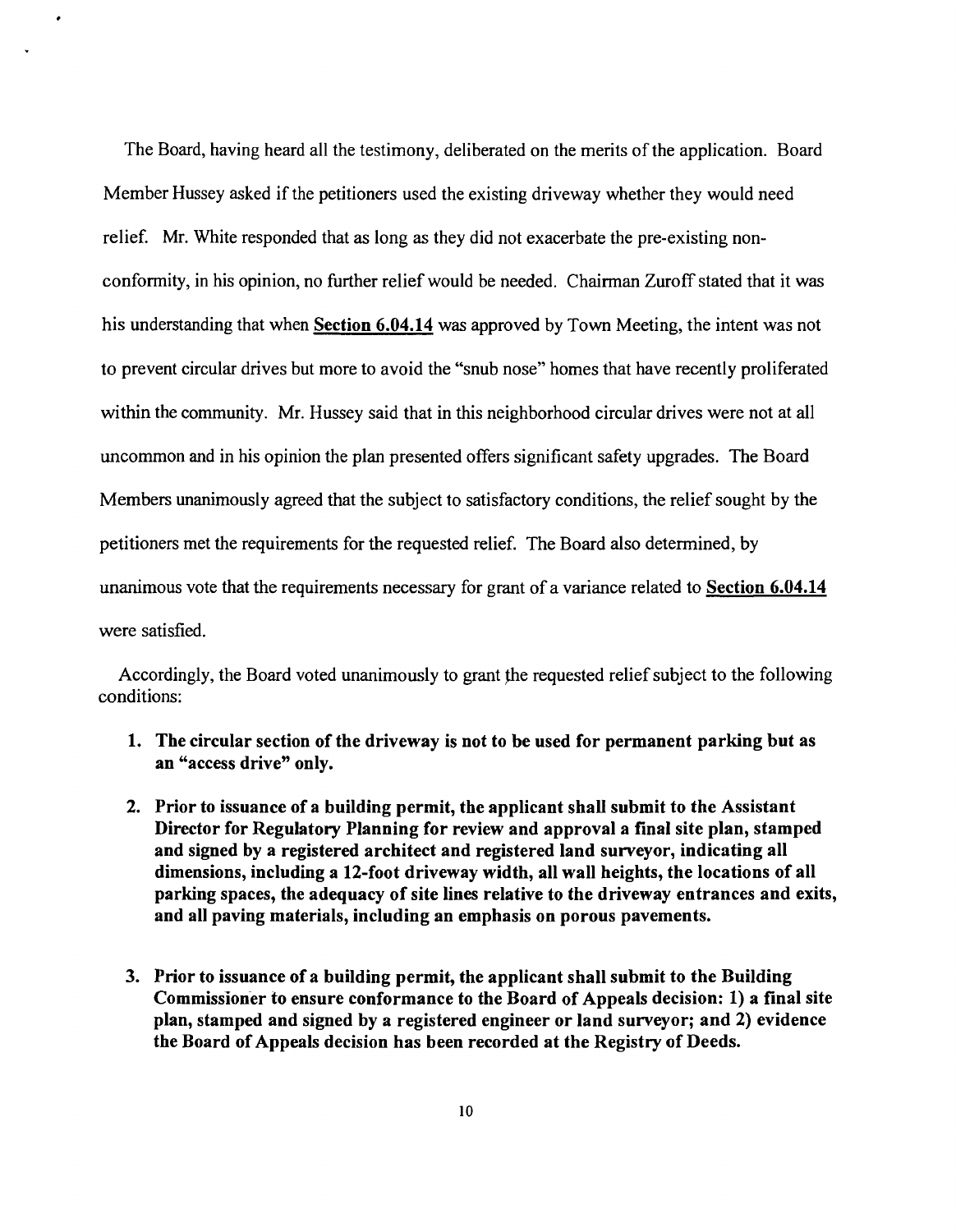The Board, having heard all the testimony, deliberated on the merits of the application. Board Member Hussey asked if the petitioners used the existing driveway whether they would need relief. Mr. White responded that as long as they did not exacerbate the pre-existing non-conformity, in his opinion, no further relief would be needed. Chairman Zuroff stated that it was his understanding that when **Section 6.04.14** was approved by Town Meeting, the intent was not to prevent circular drives but more to avoid the "snub nose" homes that have recently proliferated within the community. Mr. Hussey said that in this neighborhood circular drives were not at all uncommon and in his opinion the plan presented offers significant safety upgrades. The Board Members unanimously agreed that the subject to satisfactory conditions, the relief sought by the petitioners met the requirements for the requested relief. The Board also determined, by unanimous vote that the requirements necessary for grant of a variance related to **Section 6.04.14** were satisfied.

Accordingly, the Board voted unanimously to grant the requested relief subject to the following conditions:

1. **The circular section of the driveway is not to be used for permanent parking but as an "access drive" only.**

2. **Prior to issuance of a building permit, the applicant shall submit to the Assistant Director for Regulatory Planning for review and approval a final site plan, stamped and signed by a registered architect and registered land surveyor, indicating all dimensions, including a 12-foot driveway width, all wall heights, the locations of all parking spaces, the adequacy of site lines relative to the driveway entrances and exits, and all paving materials, including an emphasis on porous pavements.**

3. **Prior to issuance of a building permit, the applicant shall submit to the Building Commissioner to ensure conformance to the Board of Appeals decision: 1) a final site plan, stamped and signed by a registered engineer or land surveyor; and 2) evidence the Board of Appeals decision has been recorded at the Registry of Deeds.**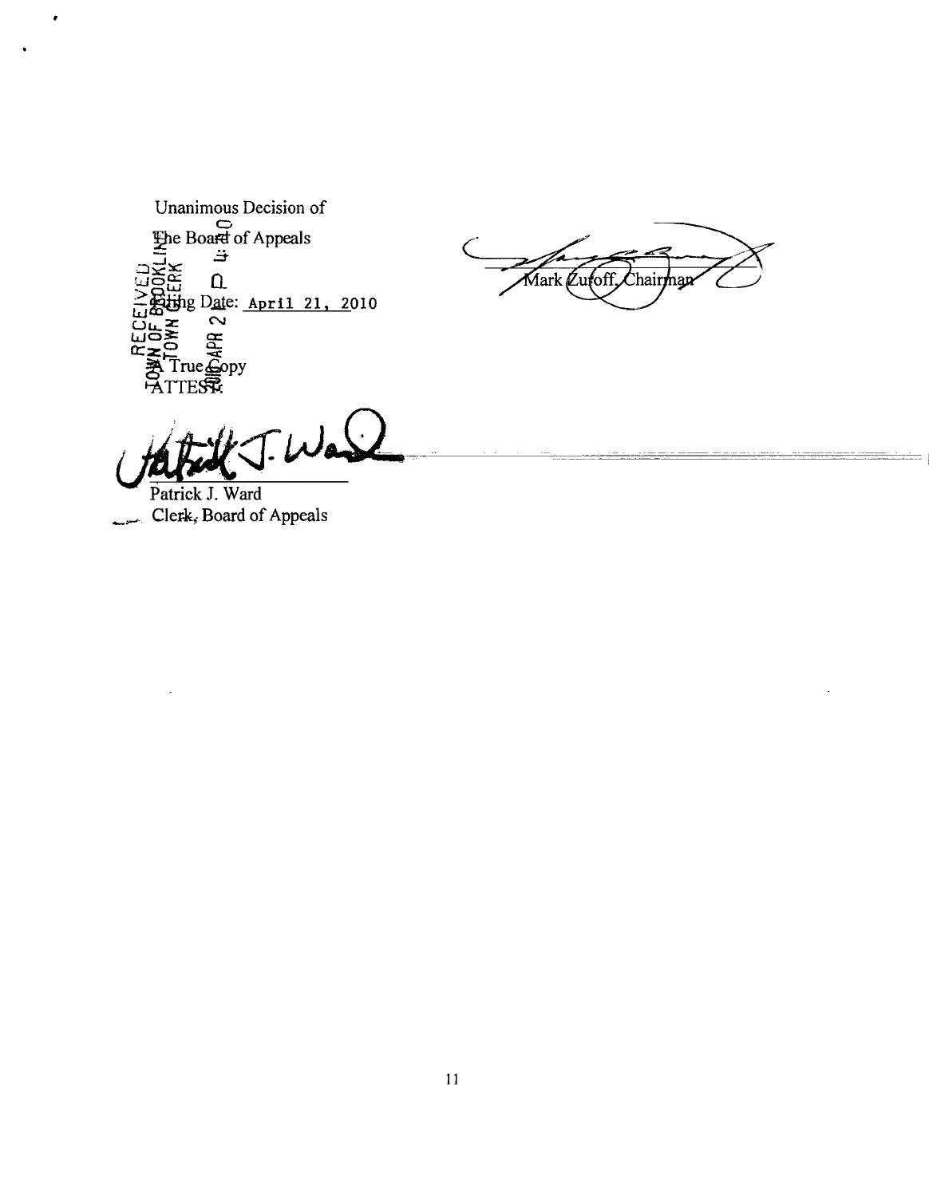Unanimous Decision of
The Board of Appeals

Mark Zuroff, Chairman

Filing Date: April 21, 2010

RECEIVED
TOWN OF BROOKLINE
TOWN CLERK
2010 APR 21 P 4:10

A True Copy
ATTEST:

Patrick J. Ward
Clerk, Board of Appeals